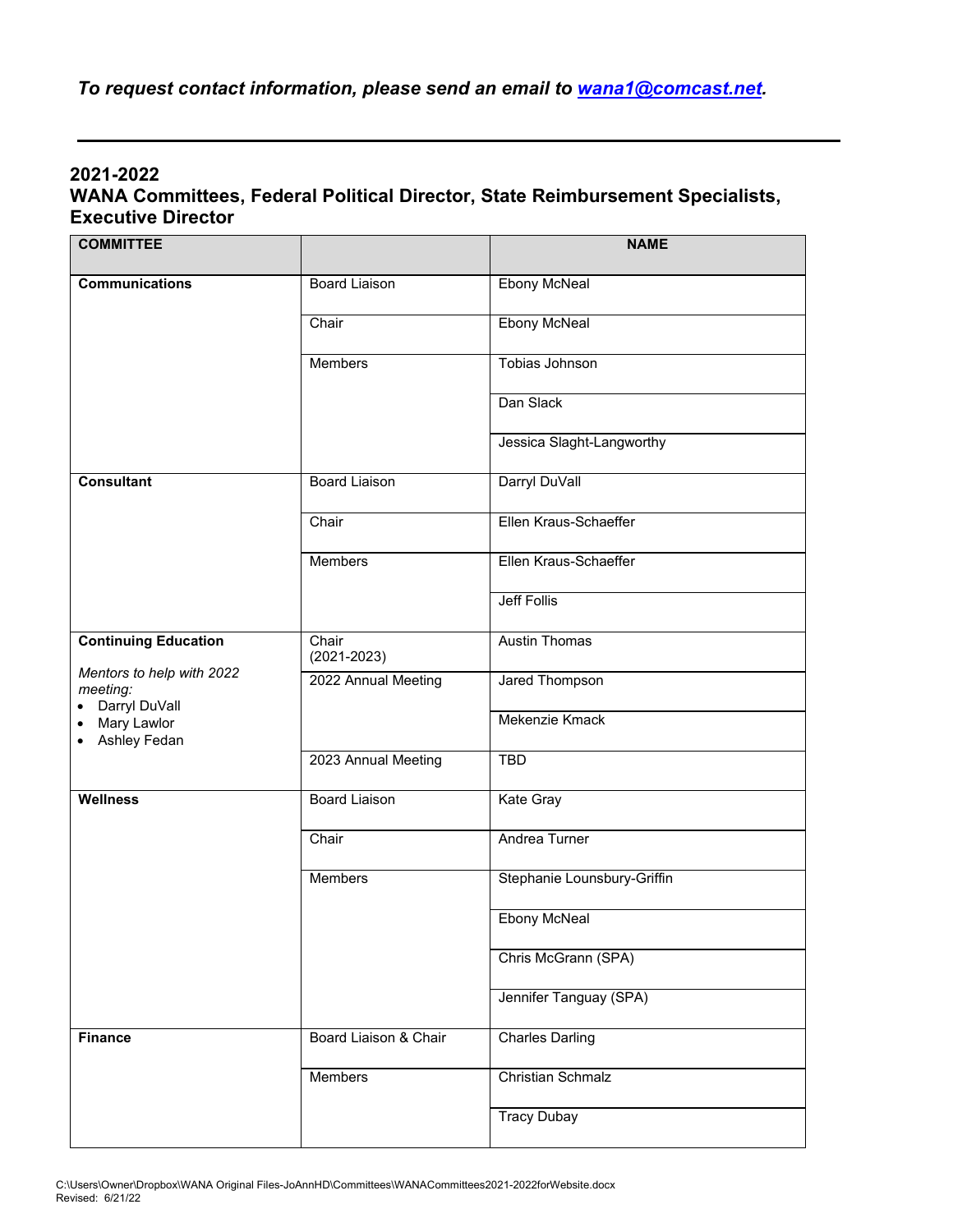*To request contact information, please send an email to [wana1@comcast.net](mailto:wana1@comcast.net).*

---

## 2021-2022
## WANA Committees, Federal Political Director, State Reimbursement Specialists, Executive Director

| COMMITTEE | | NAME |
|---|---|---|
| **Communications** | Board Liaison | Ebony McNeal |
| | Chair | Ebony McNeal |
| | Members | Tobias Johnson |
| | | Dan Slack |
| | | Jessica Slaght-Langworthy |
| **Consultant** | Board Liaison | Darryl DuVall |
| | Chair | Ellen Kraus-Schaeffer |
| | Members | Ellen Kraus-Schaeffer |
| | | Jeff Follis |
| **Continuing Education** | Chair (2021-2023) | Austin Thomas |
| *Mentors to help with 2022 meeting:* • Darryl DuVall • Mary Lawlor • Ashley Fedan | 2022 Annual Meeting | Jared Thompson |
| | | Mekenzie Kmack |
| | 2023 Annual Meeting | TBD |
| **Wellness** | Board Liaison | Kate Gray |
| | Chair | Andrea Turner |
| | Members | Stephanie Lounsbury-Griffin |
| | | Ebony McNeal |
| | | Chris McGrann (SPA) |
| | | Jennifer Tanguay (SPA) |
| **Finance** | Board Liaison & Chair | Charles Darling |
| | Members | Christian Schmalz |
| | | Tracy Dubay |

C:\Users\Owner\Dropbox\WANA Original Files-JoAnnHD\Committees\WANACommittees2021-2022forWebsite.docx
Revised: 6/21/22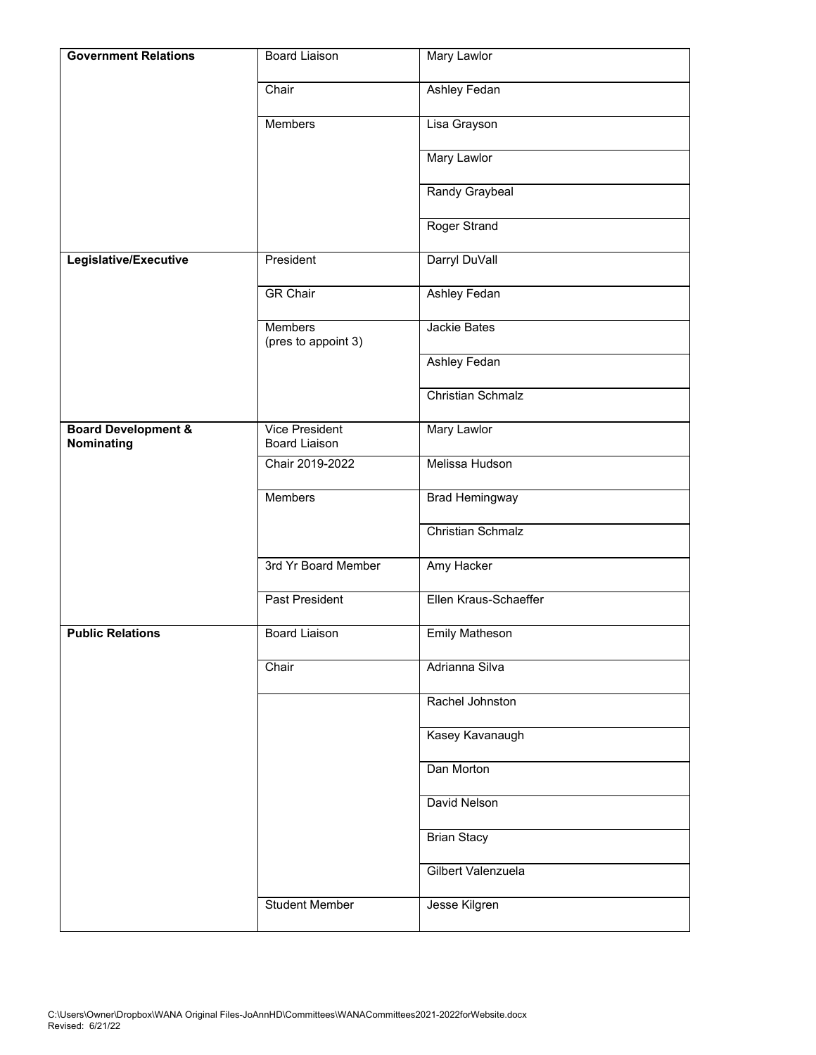| **Government Relations** | Board Liaison | Mary Lawlor |
|---|---|---|
| | Chair | Ashley Fedan |
| | Members | Lisa Grayson |
| | | Mary Lawlor |
| | | Randy Graybeal |
| | | Roger Strand |
| **Legislative/Executive** | President | Darryl DuVall |
| | GR Chair | Ashley Fedan |
| | Members (pres to appoint 3) | Jackie Bates |
| | | Ashley Fedan |
| | | Christian Schmalz |
| **Board Development & Nominating** | Vice President Board Liaison | Mary Lawlor |
| | Chair 2019-2022 | Melissa Hudson |
| | Members | Brad Hemingway |
| | | Christian Schmalz |
| | 3rd Yr Board Member | Amy Hacker |
| | Past President | Ellen Kraus-Schaeffer |
| **Public Relations** | Board Liaison | Emily Matheson |
| | Chair | Adrianna Silva |
| | | Rachel Johnston |
| | | Kasey Kavanaugh |
| | | Dan Morton |
| | | David Nelson |
| | | Brian Stacy |
| | | Gilbert Valenzuela |
| | Student Member | Jesse Kilgren |

C:\Users\Owner\Dropbox\WANA Original Files-JoAnnHD\Committees\WANACommittees2021-2022forWebsite.docx
Revised: 6/21/22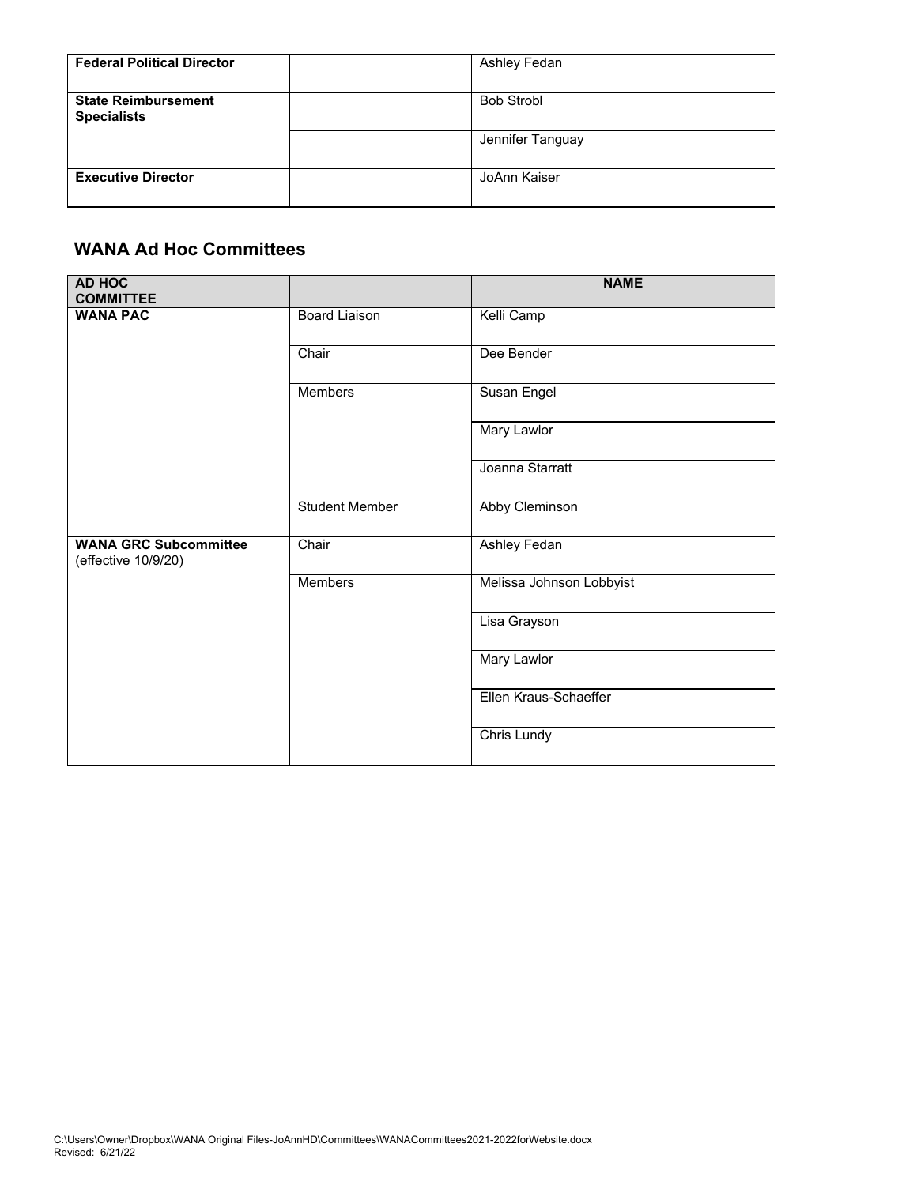| | | |
|---|---|---|
| **Federal Political Director** | | Ashley Fedan |
| **State Reimbursement Specialists** | | Bob Strobl |
| | | Jennifer Tanguay |
| **Executive Director** | | JoAnn Kaiser |

## WANA Ad Hoc Committees

| AD HOC COMMITTEE | | NAME |
|---|---|---|
| **WANA PAC** | Board Liaison | Kelli Camp |
| | Chair | Dee Bender |
| | Members | Susan Engel |
| | | Mary Lawlor |
| | | Joanna Starratt |
| | Student Member | Abby Cleminson |
| **WANA GRC Subcommittee** (effective 10/9/20) | Chair | Ashley Fedan |
| | Members | Melissa Johnson Lobbyist |
| | | Lisa Grayson |
| | | Mary Lawlor |
| | | Ellen Kraus-Schaeffer |
| | | Chris Lundy |

C:\Users\Owner\Dropbox\WANA Original Files-JoAnnHD\Committees\WANACommittees2021-2022forWebsite.docx
Revised: 6/21/22